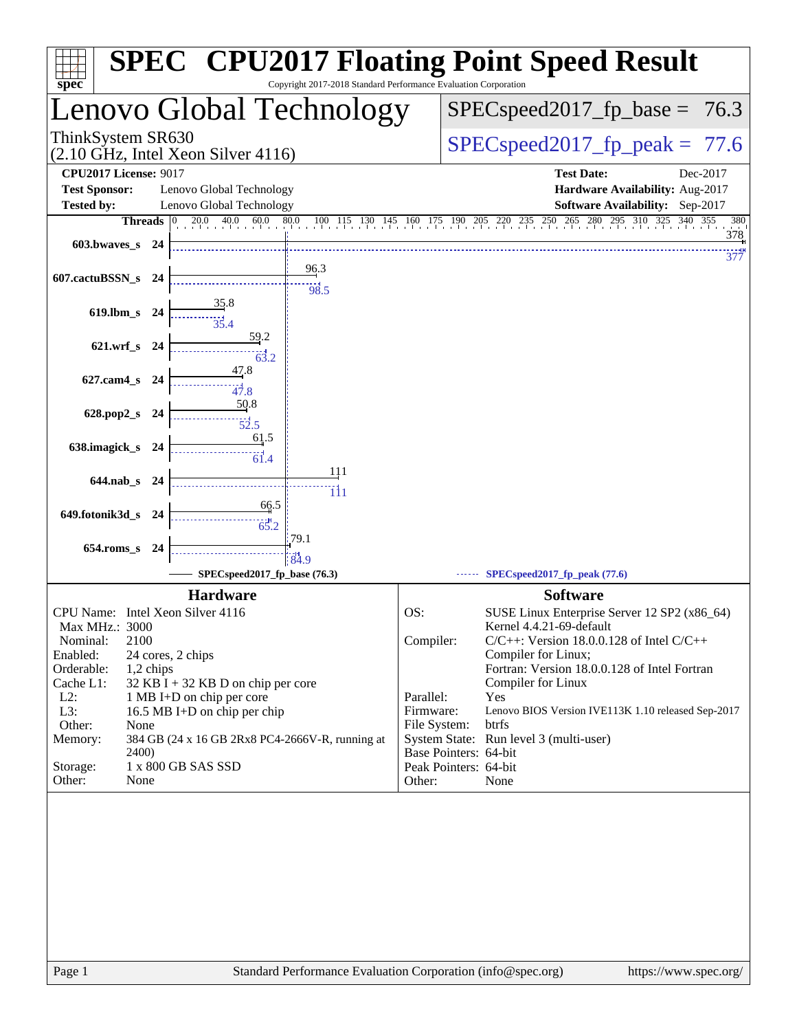# SPEC CPU2017 Floating Point Speed Result

Copyright 2017-2018 Standard Performance Evaluation Corporation

## Lenovo Global Technology

ThinkSystem SR630
(2.10 GHz, Intel Xeon Silver 4116)

SPECspeed2017_fp_base = 76.3

SPECspeed2017_fp_peak = 77.6

| | | | |
|---|---|---|---|
| **CPU2017 License:** | 9017 | **Test Date:** | Dec-2017 |
| **Test Sponsor:** | Lenovo Global Technology | **Hardware Availability:** | Aug-2017 |
| **Tested by:** | Lenovo Global Technology | **Software Availability:** | Sep-2017 |

| Benchmark | Threads | Base | Peak |
|---|---|---|---|
| 603.bwaves_s | 24 | 378 | 377 |
| 607.cactuBSSN_s | 24 | 96.3 | 98.5 |
| 619.lbm_s | 24 | 35.8 | 35.4 |
| 621.wrf_s | 24 | 59.2 | 63.2 |
| 627.cam4_s | 24 | 47.8 | 47.8 |
| 628.pop2_s | 24 | 50.8 | 52.5 |
| 638.imagick_s | 24 | 61.5 | 61.4 |
| 644.nab_s | 24 | 111 | 111 |
| 649.fotonik3d_s | 24 | 66.5 | 65.2 |
| 654.roms_s | 24 | 79.1 | 84.9 |

SPECspeed2017_fp_base (76.3) — SPECspeed2017_fp_peak (77.6)

### Hardware

| | |
|---|---|
| CPU Name: | Intel Xeon Silver 4116 |
| Max MHz.: | 3000 |
| Nominal: | 2100 |
| Enabled: | 24 cores, 2 chips |
| Orderable: | 1,2 chips |
| Cache L1: | 32 KB I + 32 KB D on chip per core |
| L2: | 1 MB I+D on chip per core |
| L3: | 16.5 MB I+D on chip per chip |
| Other: | None |
| Memory: | 384 GB (24 x 16 GB 2Rx8 PC4-2666V-R, running at 2400) |
| Storage: | 1 x 800 GB SAS SSD |
| Other: | None |

### Software

| | |
|---|---|
| OS: | SUSE Linux Enterprise Server 12 SP2 (x86_64) Kernel 4.4.21-69-default |
| Compiler: | C/C++: Version 18.0.0.128 of Intel C/C++ Compiler for Linux; Fortran: Version 18.0.0.128 of Intel Fortran Compiler for Linux |
| Parallel: | Yes |
| Firmware: | Lenovo BIOS Version IVE113K 1.10 released Sep-2017 |
| File System: | btrfs |
| System State: | Run level 3 (multi-user) |
| Base Pointers: | 64-bit |
| Peak Pointers: | 64-bit |
| Other: | None |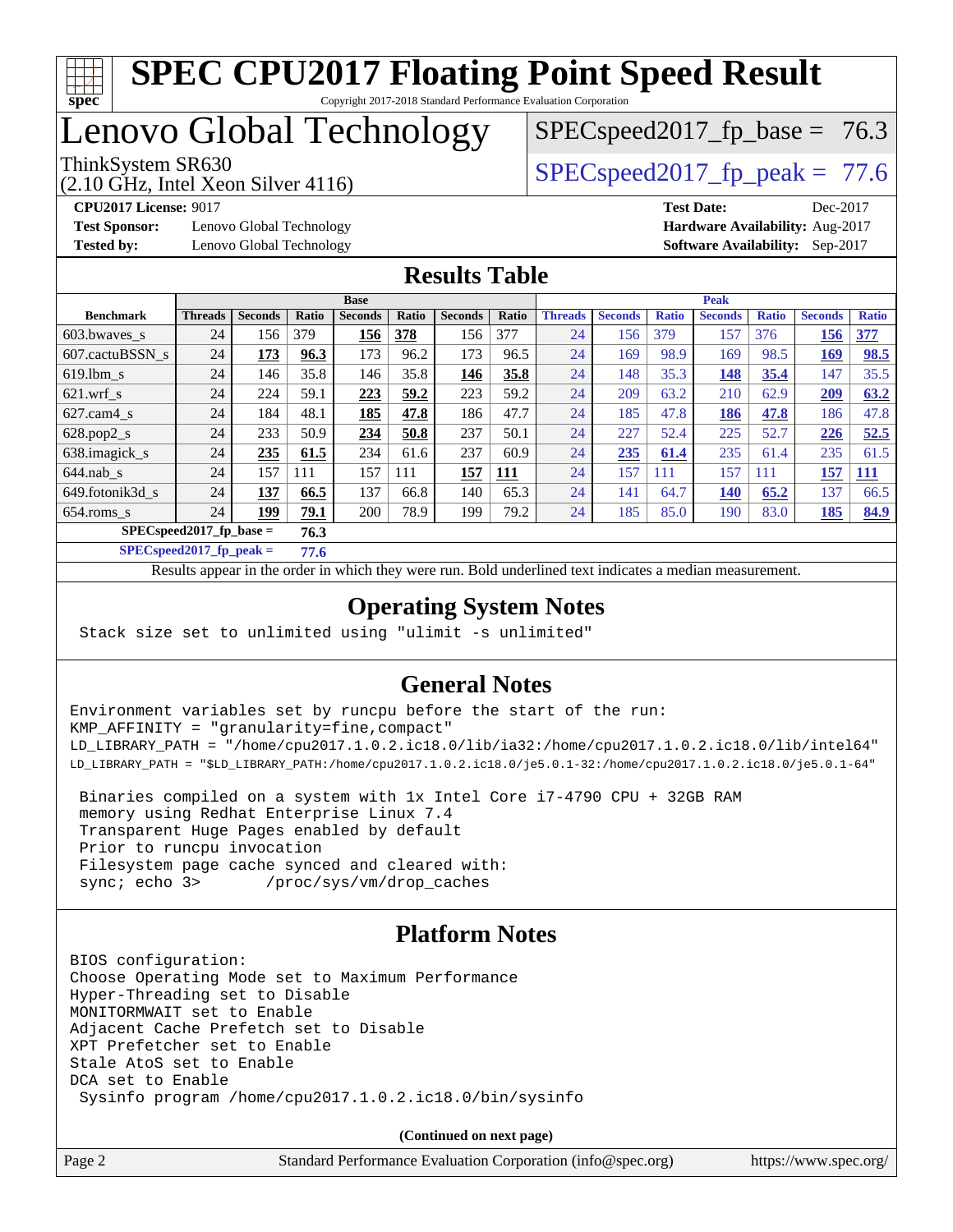# SPEC CPU2017 Floating Point Speed Result

Copyright 2017-2018 Standard Performance Evaluation Corporation

# Lenovo Global Technology

ThinkSystem SR630
(2.10 GHz, Intel Xeon Silver 4116)

SPECspeed2017_fp_base = 76.3

SPECspeed2017_fp_peak = 77.6

**CPU2017 License:** 9017
**Test Sponsor:** Lenovo Global Technology
**Tested by:** Lenovo Global Technology

**Test Date:** Dec-2017
**Hardware Availability:** Aug-2017
**Software Availability:** Sep-2017

## Results Table

| | Base | | | | | | | Peak | | | | | | |
|---|---|---|---|---|---|---|---|---|---|---|---|---|---|---|
| **Benchmark** | **Threads** | **Seconds** | **Ratio** | **Seconds** | **Ratio** | **Seconds** | **Ratio** | **Threads** | **Seconds** | **Ratio** | **Seconds** | **Ratio** | **Seconds** | **Ratio** |
| 603.bwaves_s | 24 | 156 | 379 | **156** | **378** | 156 | 377 | 24 | 156 | 379 | 157 | 376 | **156** | **377** |
| 607.cactuBSSN_s | 24 | **173** | **96.3** | 173 | 96.2 | 173 | 96.5 | 24 | 169 | 98.9 | 169 | 98.5 | **169** | **98.5** |
| 619.lbm_s | 24 | 146 | 35.8 | 146 | 35.8 | **146** | **35.8** | 24 | 148 | 35.3 | **148** | **35.4** | 147 | 35.5 |
| 621.wrf_s | 24 | 224 | 59.1 | **223** | **59.2** | 223 | 59.2 | 24 | 209 | 63.2 | 210 | 62.9 | **209** | **63.2** |
| 627.cam4_s | 24 | 184 | 48.1 | **185** | **47.8** | 186 | 47.7 | 24 | 185 | 47.8 | **186** | **47.8** | 186 | 47.8 |
| 628.pop2_s | 24 | 233 | 50.9 | **234** | **50.8** | 237 | 50.1 | 24 | 227 | 52.4 | 225 | 52.7 | **226** | **52.5** |
| 638.imagick_s | 24 | **235** | **61.5** | 234 | 61.6 | 237 | 60.9 | 24 | **235** | **61.4** | 235 | 61.4 | 235 | 61.5 |
| 644.nab_s | 24 | 157 | 111 | 157 | 111 | **157** | **111** | 24 | 157 | 111 | 157 | 111 | **157** | **111** |
| 649.fotonik3d_s | 24 | **137** | **66.5** | 137 | 66.8 | 140 | 65.3 | 24 | 141 | 64.7 | **140** | **65.2** | 137 | 66.5 |
| 654.roms_s | 24 | **199** | **79.1** | 200 | 78.9 | 199 | 79.2 | 24 | 185 | 85.0 | 190 | 83.0 | **185** | **84.9** |

**SPECspeed2017_fp_base =** **76.3**

**SPECspeed2017_fp_peak =** **77.6**

Results appear in the order in which they were run. Bold underlined text indicates a median measurement.

## Operating System Notes

```
Stack size set to unlimited using "ulimit -s unlimited"
```

## General Notes

```
Environment variables set by runcpu before the start of the run:
KMP_AFFINITY = "granularity=fine,compact"
LD_LIBRARY_PATH = "/home/cpu2017.1.0.2.ic18.0/lib/ia32:/home/cpu2017.1.0.2.ic18.0/lib/intel64"
LD_LIBRARY_PATH = "$LD_LIBRARY_PATH:/home/cpu2017.1.0.2.ic18.0/je5.0.1-32:/home/cpu2017.1.0.2.ic18.0/je5.0.1-64"

 Binaries compiled on a system with 1x Intel Core i7-4790 CPU + 32GB RAM
 memory using Redhat Enterprise Linux 7.4
 Transparent Huge Pages enabled by default
 Prior to runcpu invocation
 Filesystem page cache synced and cleared with:
 sync; echo 3>       /proc/sys/vm/drop_caches
```

## Platform Notes

```
BIOS configuration:
Choose Operating Mode set to Maximum Performance
Hyper-Threading set to Disable
MONITORMWAIT set to Enable
Adjacent Cache Prefetch set to Disable
XPT Prefetcher set to Enable
Stale AtoS set to Enable
DCA set to Enable
 Sysinfo program /home/cpu2017.1.0.2.ic18.0/bin/sysinfo
```

**(Continued on next page)**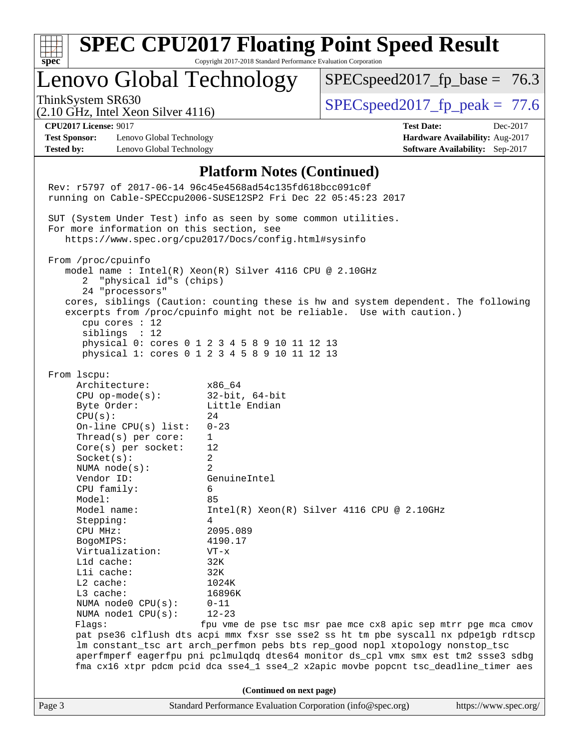# SPEC CPU2017 Floating Point Speed Result

Copyright 2017-2018 Standard Performance Evaluation Corporation

## Lenovo Global Technology

ThinkSystem SR630
(2.10 GHz, Intel Xeon Silver 4116)

SPECspeed2017_fp_base = 76.3

SPECspeed2017_fp_peak = 77.6

**CPU2017 License:** 9017
**Test Sponsor:** Lenovo Global Technology
**Tested by:** Lenovo Global Technology

**Test Date:** Dec-2017
**Hardware Availability:** Aug-2017
**Software Availability:** Sep-2017

### Platform Notes (Continued)

```
Rev: r5797 of 2017-06-14 96c45e4568ad54c135fd618bcc091c0f
running on Cable-SPECcpu2006-SUSE12SP2 Fri Dec 22 05:45:23 2017

SUT (System Under Test) info as seen by some common utilities.
For more information on this section, see
   https://www.spec.org/cpu2017/Docs/config.html#sysinfo

From /proc/cpuinfo
   model name : Intel(R) Xeon(R) Silver 4116 CPU @ 2.10GHz
      2  "physical id"s (chips)
      24 "processors"
   cores, siblings (Caution: counting these is hw and system dependent. The following
   excerpts from /proc/cpuinfo might not be reliable.  Use with caution.)
      cpu cores : 12
      siblings  : 12
      physical 0: cores 0 1 2 3 4 5 8 9 10 11 12 13
      physical 1: cores 0 1 2 3 4 5 8 9 10 11 12 13

From lscpu:
     Architecture:          x86_64
     CPU op-mode(s):        32-bit, 64-bit
     Byte Order:            Little Endian
     CPU(s):                24
     On-line CPU(s) list:   0-23
     Thread(s) per core:    1
     Core(s) per socket:    12
     Socket(s):             2
     NUMA node(s):          2
     Vendor ID:             GenuineIntel
     CPU family:            6
     Model:                 85
     Model name:            Intel(R) Xeon(R) Silver 4116 CPU @ 2.10GHz
     Stepping:              4
     CPU MHz:               2095.089
     BogoMIPS:              4190.17
     Virtualization:        VT-x
     L1d cache:             32K
     L1i cache:             32K
     L2 cache:              1024K
     L3 cache:              16896K
     NUMA node0 CPU(s):     0-11
     NUMA node1 CPU(s):     12-23
     Flags:                fpu vme de pse tsc msr pae mce cx8 apic sep mtrr pge mca cmov
     pat pse36 clflush dts acpi mmx fxsr sse sse2 ss ht tm pbe syscall nx pdpe1gb rdtscp
     lm constant_tsc art arch_perfmon pebs bts rep_good nopl xtopology nonstop_tsc
     aperfmperf eagerfpu pni pclmulqdq dtes64 monitor ds_cpl vmx smx est tm2 ssse3 sdbg
     fma cx16 xtpr pdcm pcid dca sse4_1 sse4_2 x2apic movbe popcnt tsc_deadline_timer aes
```

(Continued on next page)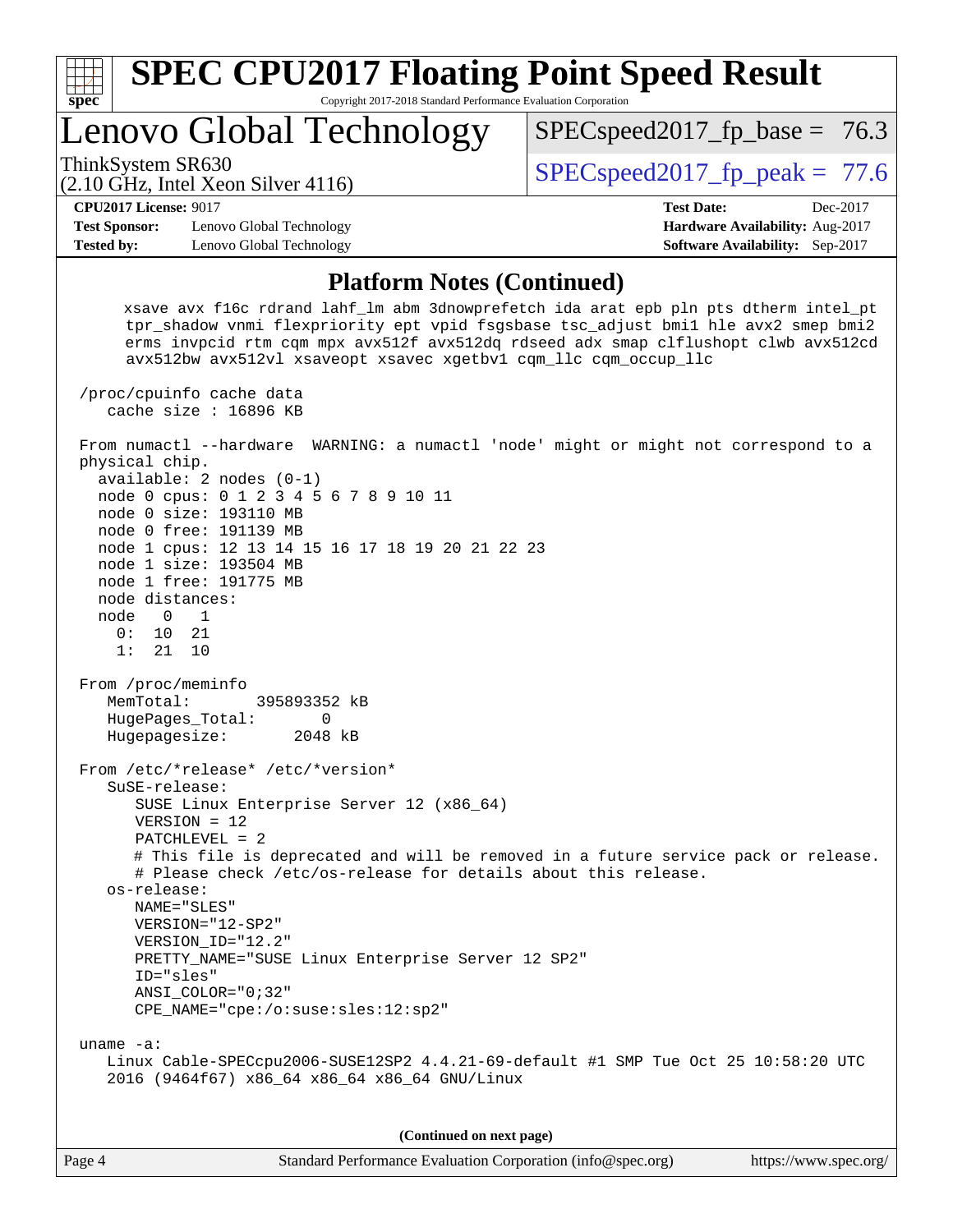# SPEC CPU2017 Floating Point Speed Result

Copyright 2017-2018 Standard Performance Evaluation Corporation

## Lenovo Global Technology

ThinkSystem SR630
(2.10 GHz, Intel Xeon Silver 4116)

SPECspeed2017_fp_base = 76.3

SPECspeed2017_fp_peak = 77.6

**CPU2017 License:** 9017
**Test Sponsor:** Lenovo Global Technology
**Tested by:** Lenovo Global Technology

**Test Date:** Dec-2017
**Hardware Availability:** Aug-2017
**Software Availability:** Sep-2017

### Platform Notes (Continued)

```
     xsave avx f16c rdrand lahf_lm abm 3dnowprefetch ida arat epb pln pts dtherm intel_pt
     tpr_shadow vnmi flexpriority ept vpid fsgsbase tsc_adjust bmi1 hle avx2 smep bmi2
     erms invpcid rtm cqm mpx avx512f avx512dq rdseed adx smap clflushopt clwb avx512cd
     avx512bw avx512vl xsaveopt xsavec xgetbv1 cqm_llc cqm_occup_llc

 /proc/cpuinfo cache data
    cache size : 16896 KB

 From numactl --hardware  WARNING: a numactl 'node' might or might not correspond to a
 physical chip.
   available: 2 nodes (0-1)
   node 0 cpus: 0 1 2 3 4 5 6 7 8 9 10 11
   node 0 size: 193110 MB
   node 0 free: 191139 MB
   node 1 cpus: 12 13 14 15 16 17 18 19 20 21 22 23
   node 1 size: 193504 MB
   node 1 free: 191775 MB
   node distances:
   node   0   1
     0:  10  21
     1:  21  10

 From /proc/meminfo
    MemTotal:       395893352 kB
    HugePages_Total:       0
    Hugepagesize:       2048 kB

 From /etc/*release* /etc/*version*
    SuSE-release:
       SUSE Linux Enterprise Server 12 (x86_64)
       VERSION = 12
       PATCHLEVEL = 2
       # This file is deprecated and will be removed in a future service pack or release.
       # Please check /etc/os-release for details about this release.
    os-release:
       NAME="SLES"
       VERSION="12-SP2"
       VERSION_ID="12.2"
       PRETTY_NAME="SUSE Linux Enterprise Server 12 SP2"
       ID="sles"
       ANSI_COLOR="0;32"
       CPE_NAME="cpe:/o:suse:sles:12:sp2"

 uname -a:
    Linux Cable-SPECcpu2006-SUSE12SP2 4.4.21-69-default #1 SMP Tue Oct 25 10:58:20 UTC
    2016 (9464f67) x86_64 x86_64 x86_64 GNU/Linux
```

(Continued on next page)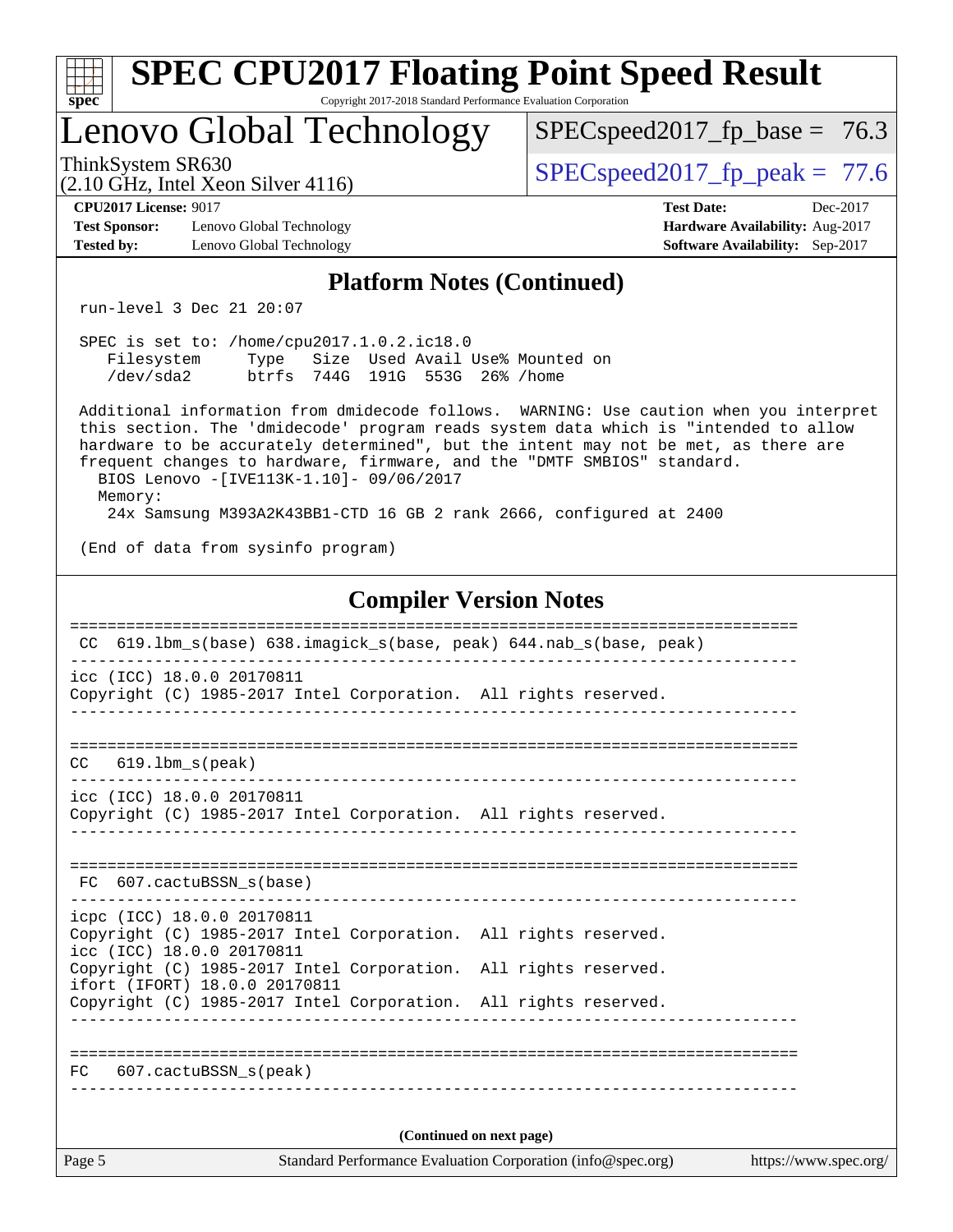## Platform Notes (Continued)

```
run-level 3 Dec 21 20:07

SPEC is set to: /home/cpu2017.1.0.2.ic18.0
   Filesystem     Type   Size  Used Avail Use% Mounted on
   /dev/sda2      btrfs  744G  191G  553G  26% /home

Additional information from dmidecode follows.  WARNING: Use caution when you interpret
this section. The 'dmidecode' program reads system data which is "intended to allow
hardware to be accurately determined", but the intent may not be met, as there are
frequent changes to hardware, firmware, and the "DMTF SMBIOS" standard.
  BIOS Lenovo -[IVE113K-1.10]- 09/06/2017
  Memory:
    24x Samsung M393A2K43BB1-CTD 16 GB 2 rank 2666, configured at 2400

(End of data from sysinfo program)
```

## Compiler Version Notes

```
==============================================================================
 CC  619.lbm_s(base) 638.imagick_s(base, peak) 644.nab_s(base, peak)
------------------------------------------------------------------------------
icc (ICC) 18.0.0 20170811
Copyright (C) 1985-2017 Intel Corporation.  All rights reserved.
------------------------------------------------------------------------------

==============================================================================
CC   619.lbm_s(peak)
------------------------------------------------------------------------------
icc (ICC) 18.0.0 20170811
Copyright (C) 1985-2017 Intel Corporation.  All rights reserved.
------------------------------------------------------------------------------

==============================================================================
 FC  607.cactuBSSN_s(base)
------------------------------------------------------------------------------
icpc (ICC) 18.0.0 20170811
Copyright (C) 1985-2017 Intel Corporation.  All rights reserved.
icc (ICC) 18.0.0 20170811
Copyright (C) 1985-2017 Intel Corporation.  All rights reserved.
ifort (IFORT) 18.0.0 20170811
Copyright (C) 1985-2017 Intel Corporation.  All rights reserved.
------------------------------------------------------------------------------

==============================================================================
FC   607.cactuBSSN_s(peak)
------------------------------------------------------------------------------
```

(Continued on next page)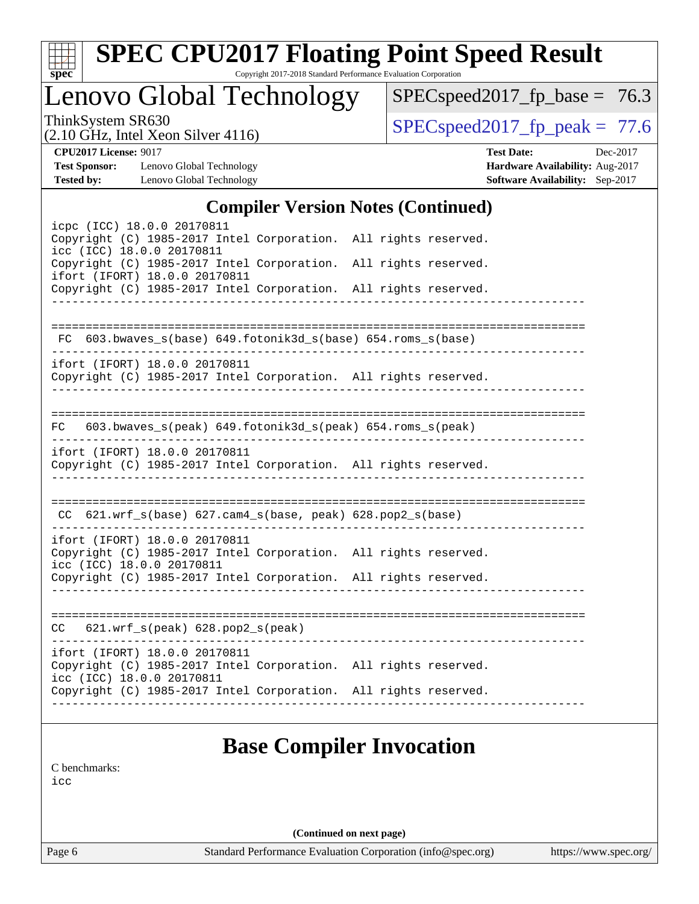# SPEC CPU2017 Floating Point Speed Result

Copyright 2017-2018 Standard Performance Evaluation Corporation

## Lenovo Global Technology

ThinkSystem SR630
(2.10 GHz, Intel Xeon Silver 4116)

SPECspeed2017_fp_base = 76.3

SPECspeed2017_fp_peak = 77.6

**CPU2017 License:** 9017
**Test Sponsor:** Lenovo Global Technology
**Tested by:** Lenovo Global Technology

**Test Date:** Dec-2017
**Hardware Availability:** Aug-2017
**Software Availability:** Sep-2017

## Compiler Version Notes (Continued)

```
icpc (ICC) 18.0.0 20170811
Copyright (C) 1985-2017 Intel Corporation.  All rights reserved.
icc (ICC) 18.0.0 20170811
Copyright (C) 1985-2017 Intel Corporation.  All rights reserved.
ifort (IFORT) 18.0.0 20170811
Copyright (C) 1985-2017 Intel Corporation.  All rights reserved.
------------------------------------------------------------------------------

==============================================================================
 FC  603.bwaves_s(base) 649.fotonik3d_s(base) 654.roms_s(base)
------------------------------------------------------------------------------
ifort (IFORT) 18.0.0 20170811
Copyright (C) 1985-2017 Intel Corporation.  All rights reserved.
------------------------------------------------------------------------------

==============================================================================
FC   603.bwaves_s(peak) 649.fotonik3d_s(peak) 654.roms_s(peak)
------------------------------------------------------------------------------
ifort (IFORT) 18.0.0 20170811
Copyright (C) 1985-2017 Intel Corporation.  All rights reserved.
------------------------------------------------------------------------------

==============================================================================
 CC  621.wrf_s(base) 627.cam4_s(base, peak) 628.pop2_s(base)
------------------------------------------------------------------------------
ifort (IFORT) 18.0.0 20170811
Copyright (C) 1985-2017 Intel Corporation.  All rights reserved.
icc (ICC) 18.0.0 20170811
Copyright (C) 1985-2017 Intel Corporation.  All rights reserved.
------------------------------------------------------------------------------

==============================================================================
CC   621.wrf_s(peak) 628.pop2_s(peak)
------------------------------------------------------------------------------
ifort (IFORT) 18.0.0 20170811
Copyright (C) 1985-2017 Intel Corporation.  All rights reserved.
icc (ICC) 18.0.0 20170811
Copyright (C) 1985-2017 Intel Corporation.  All rights reserved.
------------------------------------------------------------------------------
```

## Base Compiler Invocation

C benchmarks:
icc

**(Continued on next page)**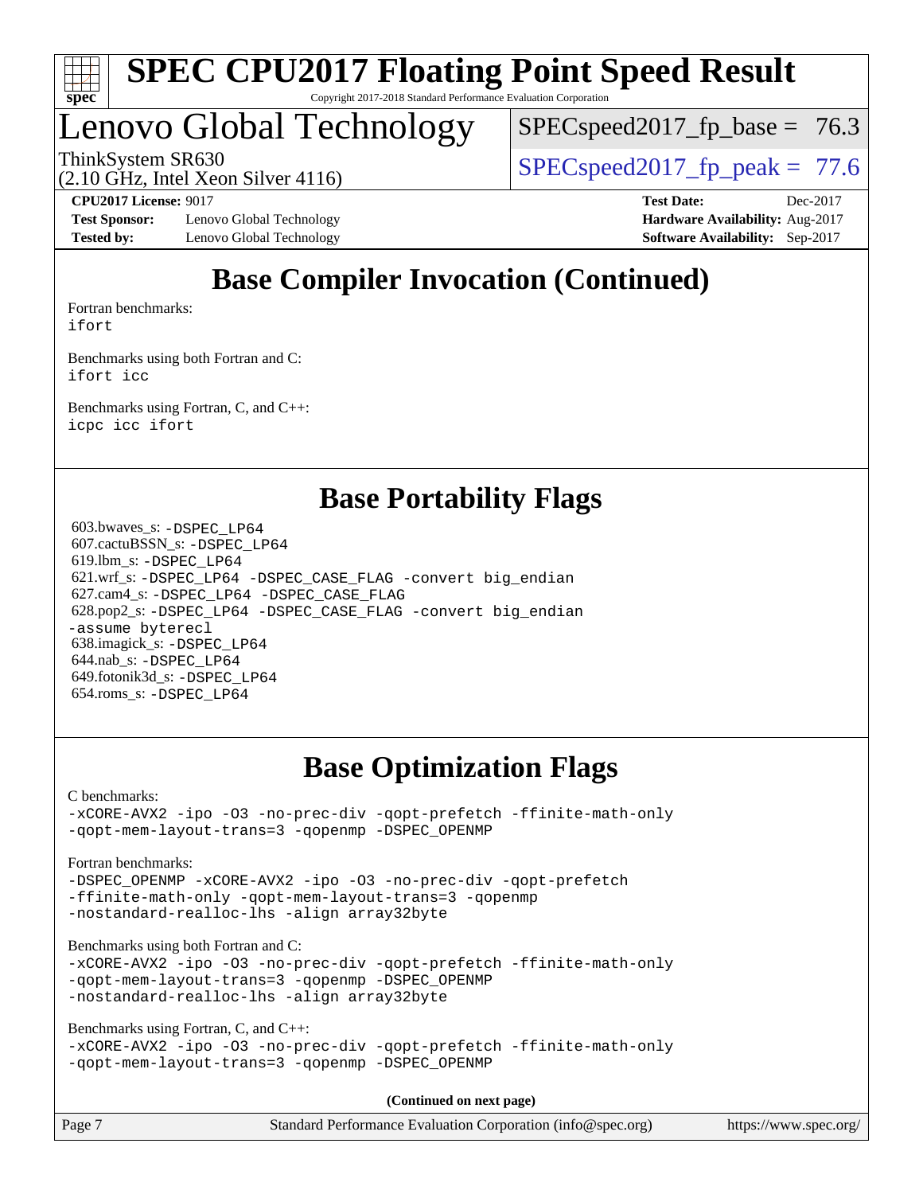# SPEC CPU2017 Floating Point Speed Result

Copyright 2017-2018 Standard Performance Evaluation Corporation

## Lenovo Global Technology

ThinkSystem SR630
(2.10 GHz, Intel Xeon Silver 4116)

SPECspeed2017_fp_base = 76.3

SPECspeed2017_fp_peak = 77.6

**CPU2017 License:** 9017
**Test Sponsor:** Lenovo Global Technology
**Tested by:** Lenovo Global Technology

**Test Date:** Dec-2017
**Hardware Availability:** Aug-2017
**Software Availability:** Sep-2017

## Base Compiler Invocation (Continued)

Fortran benchmarks:
ifort

Benchmarks using both Fortran and C:
ifort icc

Benchmarks using Fortran, C, and C++:
icpc icc ifort

## Base Portability Flags

603.bwaves_s: -DSPEC_LP64
607.cactuBSSN_s: -DSPEC_LP64
619.lbm_s: -DSPEC_LP64
621.wrf_s: -DSPEC_LP64 -DSPEC_CASE_FLAG -convert big_endian
627.cam4_s: -DSPEC_LP64 -DSPEC_CASE_FLAG
628.pop2_s: -DSPEC_LP64 -DSPEC_CASE_FLAG -convert big_endian -assume byterecl
638.imagick_s: -DSPEC_LP64
644.nab_s: -DSPEC_LP64
649.fotonik3d_s: -DSPEC_LP64
654.roms_s: -DSPEC_LP64

## Base Optimization Flags

C benchmarks:
-xCORE-AVX2 -ipo -O3 -no-prec-div -qopt-prefetch -ffinite-math-only
-qopt-mem-layout-trans=3 -qopenmp -DSPEC_OPENMP

Fortran benchmarks:
-DSPEC_OPENMP -xCORE-AVX2 -ipo -O3 -no-prec-div -qopt-prefetch
-ffinite-math-only -qopt-mem-layout-trans=3 -qopenmp
-nostandard-realloc-lhs -align array32byte

Benchmarks using both Fortran and C:
-xCORE-AVX2 -ipo -O3 -no-prec-div -qopt-prefetch -ffinite-math-only
-qopt-mem-layout-trans=3 -qopenmp -DSPEC_OPENMP
-nostandard-realloc-lhs -align array32byte

Benchmarks using Fortran, C, and C++:
-xCORE-AVX2 -ipo -O3 -no-prec-div -qopt-prefetch -ffinite-math-only
-qopt-mem-layout-trans=3 -qopenmp -DSPEC_OPENMP

**(Continued on next page)**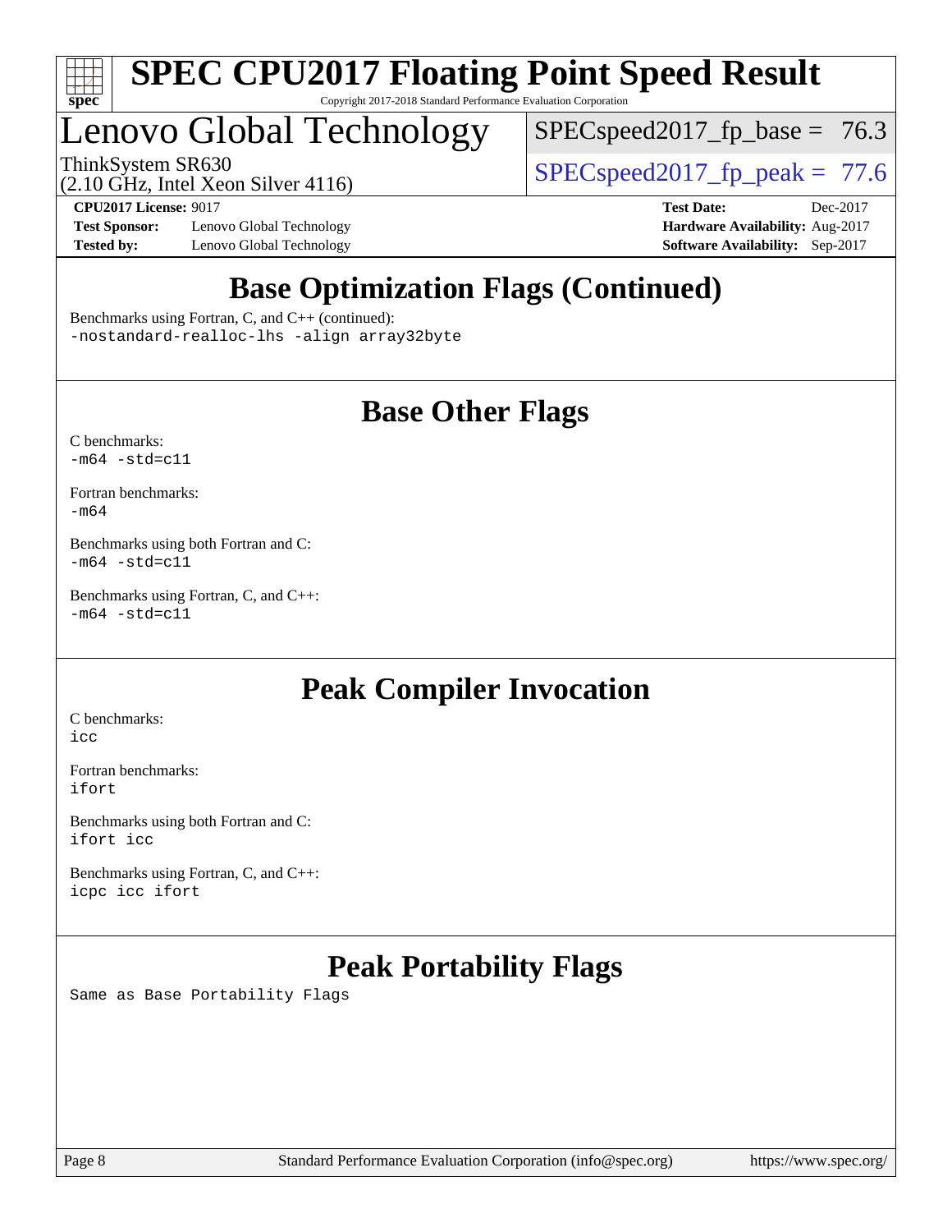## Base Optimization Flags (Continued)

Benchmarks using Fortran, C, and C++ (continued):
-nostandard-realloc-lhs -align array32byte

## Base Other Flags

C benchmarks:
-m64 -std=c11

Fortran benchmarks:
-m64

Benchmarks using both Fortran and C:
-m64 -std=c11

Benchmarks using Fortran, C, and C++:
-m64 -std=c11

## Peak Compiler Invocation

C benchmarks:
icc

Fortran benchmarks:
ifort

Benchmarks using both Fortran and C:
ifort icc

Benchmarks using Fortran, C, and C++:
icpc icc ifort

## Peak Portability Flags

Same as Base Portability Flags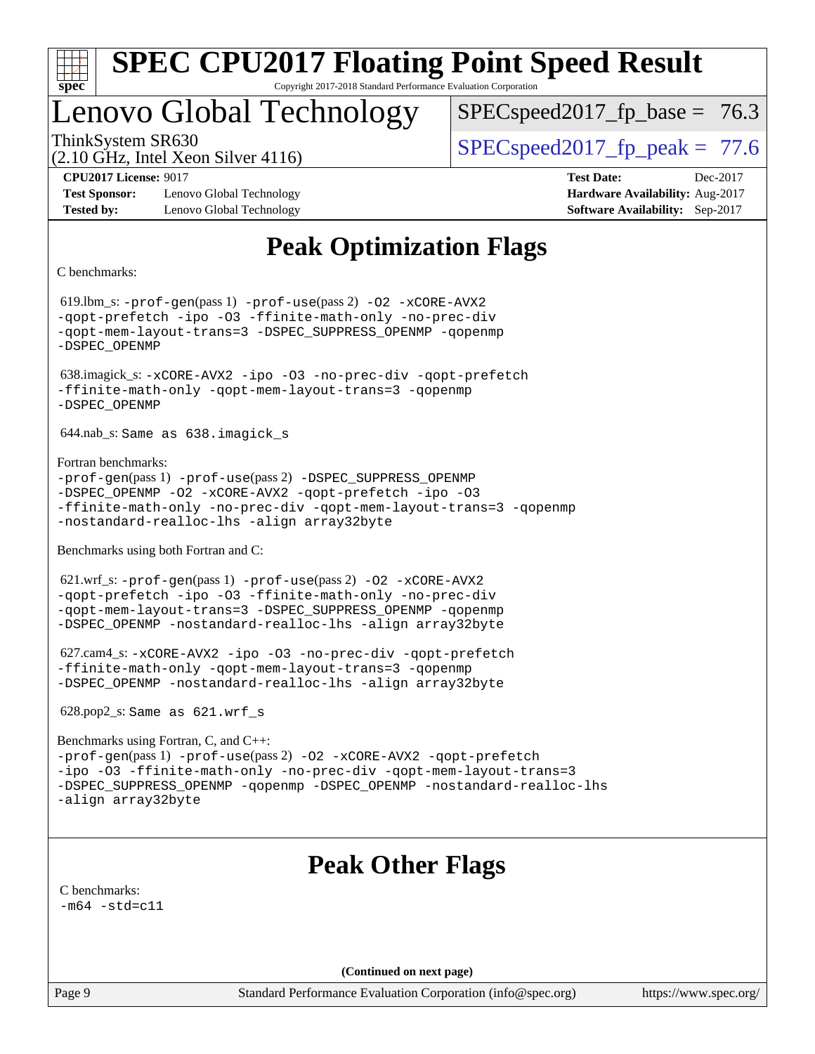# SPEC CPU2017 Floating Point Speed Result

Copyright 2017-2018 Standard Performance Evaluation Corporation

## Lenovo Global Technology

ThinkSystem SR630
(2.10 GHz, Intel Xeon Silver 4116)

SPECspeed2017_fp_base = 76.3

SPECspeed2017_fp_peak = 77.6

**CPU2017 License:** 9017
**Test Sponsor:** Lenovo Global Technology
**Tested by:** Lenovo Global Technology

**Test Date:** Dec-2017
**Hardware Availability:** Aug-2017
**Software Availability:** Sep-2017

## Peak Optimization Flags

C benchmarks:

619.lbm_s: `-prof-gen`(pass 1) `-prof-use`(pass 2) `-O2 -xCORE-AVX2 -qopt-prefetch -ipo -O3 -ffinite-math-only -no-prec-div -qopt-mem-layout-trans=3 -DSPEC_SUPPRESS_OPENMP -qopenmp -DSPEC_OPENMP`

638.imagick_s: `-xCORE-AVX2 -ipo -O3 -no-prec-div -qopt-prefetch -ffinite-math-only -qopt-mem-layout-trans=3 -qopenmp -DSPEC_OPENMP`

644.nab_s: `Same as 638.imagick_s`

Fortran benchmarks:

`-prof-gen`(pass 1) `-prof-use`(pass 2) `-DSPEC_SUPPRESS_OPENMP -DSPEC_OPENMP -O2 -xCORE-AVX2 -qopt-prefetch -ipo -O3 -ffinite-math-only -no-prec-div -qopt-mem-layout-trans=3 -qopenmp -nostandard-realloc-lhs -align array32byte`

Benchmarks using both Fortran and C:

621.wrf_s: `-prof-gen`(pass 1) `-prof-use`(pass 2) `-O2 -xCORE-AVX2 -qopt-prefetch -ipo -O3 -ffinite-math-only -no-prec-div -qopt-mem-layout-trans=3 -DSPEC_SUPPRESS_OPENMP -qopenmp -DSPEC_OPENMP -nostandard-realloc-lhs -align array32byte`

627.cam4_s: `-xCORE-AVX2 -ipo -O3 -no-prec-div -qopt-prefetch -ffinite-math-only -qopt-mem-layout-trans=3 -qopenmp -DSPEC_OPENMP -nostandard-realloc-lhs -align array32byte`

628.pop2_s: `Same as 621.wrf_s`

Benchmarks using Fortran, C, and C++:

`-prof-gen`(pass 1) `-prof-use`(pass 2) `-O2 -xCORE-AVX2 -qopt-prefetch -ipo -O3 -ffinite-math-only -no-prec-div -qopt-mem-layout-trans=3 -DSPEC_SUPPRESS_OPENMP -qopenmp -DSPEC_OPENMP -nostandard-realloc-lhs -align array32byte`

## Peak Other Flags

C benchmarks:

`-m64 -std=c11`

**(Continued on next page)**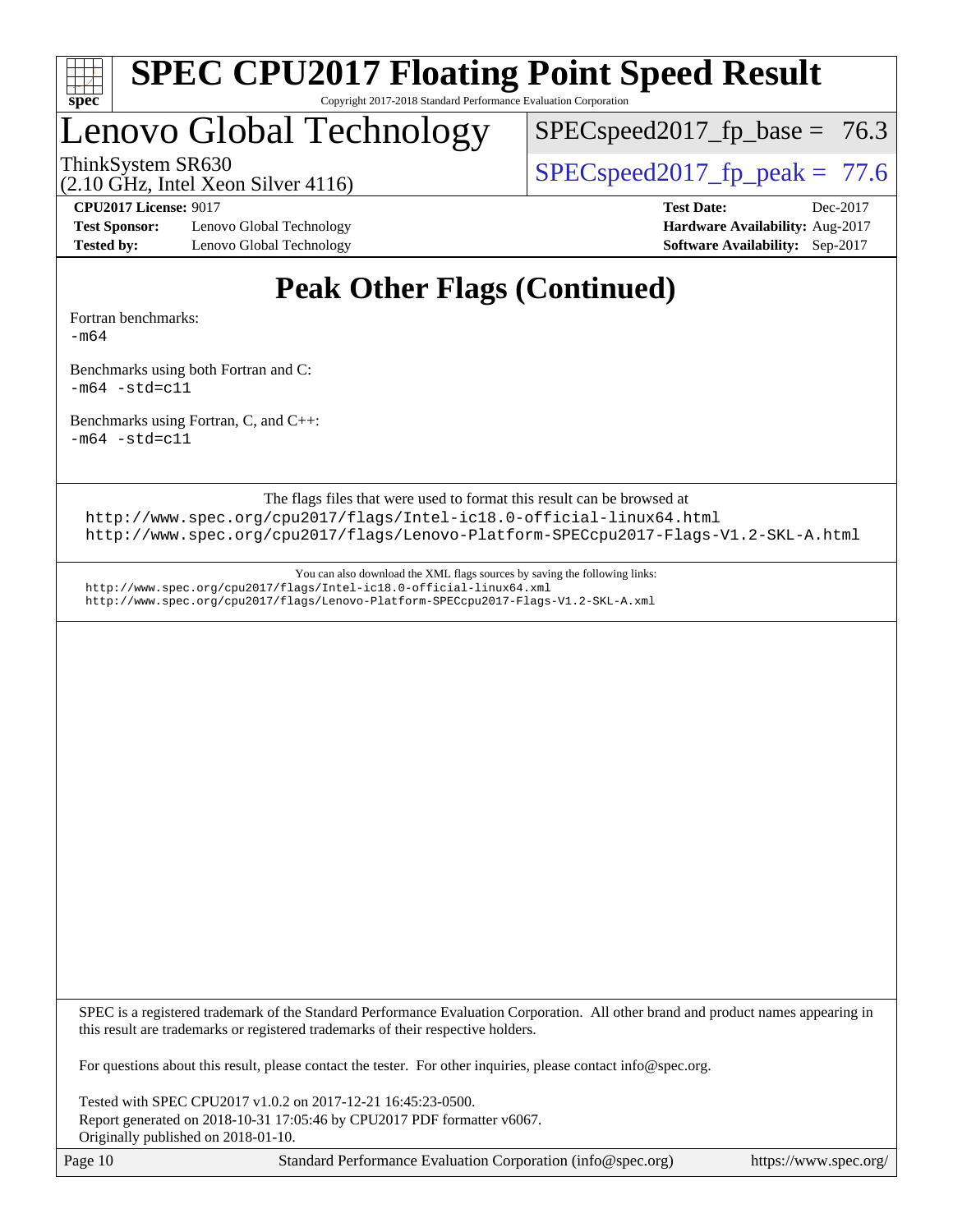# Peak Other Flags (Continued)

Fortran benchmarks:
-m64

Benchmarks using both Fortran and C:
-m64 -std=c11

Benchmarks using Fortran, C, and C++:
-m64 -std=c11

The flags files that were used to format this result can be browsed at
http://www.spec.org/cpu2017/flags/Intel-ic18.0-official-linux64.html
http://www.spec.org/cpu2017/flags/Lenovo-Platform-SPECcpu2017-Flags-V1.2-SKL-A.html

You can also download the XML flags sources by saving the following links:
http://www.spec.org/cpu2017/flags/Intel-ic18.0-official-linux64.xml
http://www.spec.org/cpu2017/flags/Lenovo-Platform-SPECcpu2017-Flags-V1.2-SKL-A.xml

SPEC is a registered trademark of the Standard Performance Evaluation Corporation. All other brand and product names appearing in this result are trademarks or registered trademarks of their respective holders.

For questions about this result, please contact the tester. For other inquiries, please contact info@spec.org.

Tested with SPEC CPU2017 v1.0.2 on 2017-12-21 16:45:23-0500.
Report generated on 2018-10-31 17:05:46 by CPU2017 PDF formatter v6067.
Originally published on 2018-01-10.